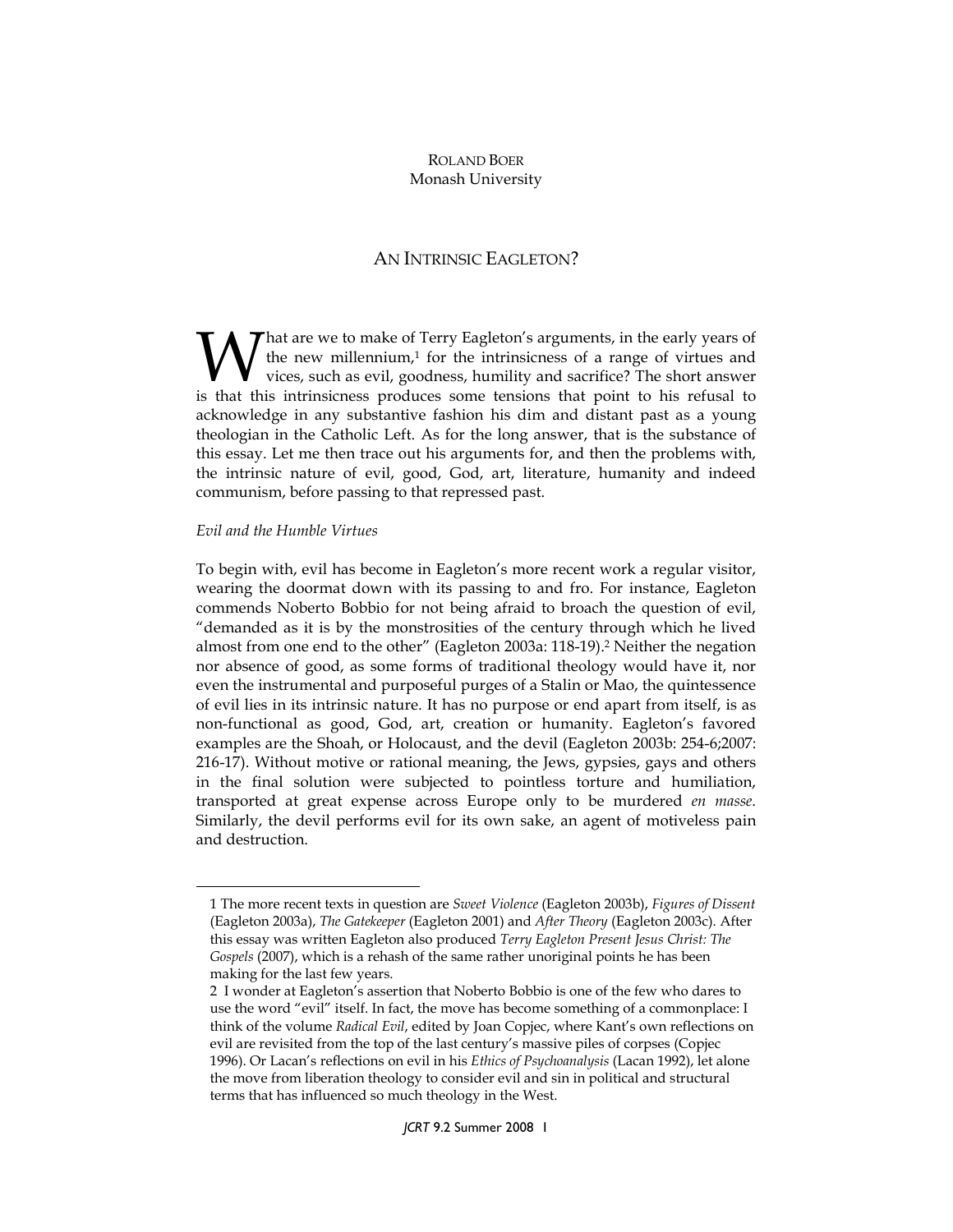ROLAND BOER
Monash University

# AN INTRINSIC EAGLETON?

What are we to make of Terry Eagleton's arguments, in the early years of the new millennium,[1] for the intrinsicness of a range of virtues and vices, such as evil, goodness, humility and sacrifice? The short answer is that this intrinsicness produces some tensions that point to his refusal to acknowledge in any substantive fashion his dim and distant past as a young theologian in the Catholic Left. As for the long answer, that is the substance of this essay. Let me then trace out his arguments for, and then the problems with, the intrinsic nature of evil, good, God, art, literature, humanity and indeed communism, before passing to that repressed past.

*Evil and the Humble Virtues*

To begin with, evil has become in Eagleton's more recent work a regular visitor, wearing the doormat down with its passing to and fro. For instance, Eagleton commends Noberto Bobbio for not being afraid to broach the question of evil, "demanded as it is by the monstrosities of the century through which he lived almost from one end to the other" (Eagleton 2003a: 118-19).[2] Neither the negation nor absence of good, as some forms of traditional theology would have it, nor even the instrumental and purposeful purges of a Stalin or Mao, the quintessence of evil lies in its intrinsic nature. It has no purpose or end apart from itself, is as non-functional as good, God, art, creation or humanity. Eagleton's favored examples are the Shoah, or Holocaust, and the devil (Eagleton 2003b: 254-6;2007: 216-17). Without motive or rational meaning, the Jews, gypsies, gays and others in the final solution were subjected to pointless torture and humiliation, transported at great expense across Europe only to be murdered *en masse*. Similarly, the devil performs evil for its own sake, an agent of motiveless pain and destruction.

---

1 The more recent texts in question are *Sweet Violence* (Eagleton 2003b), *Figures of Dissent* (Eagleton 2003a), *The Gatekeeper* (Eagleton 2001) and *After Theory* (Eagleton 2003c). After this essay was written Eagleton also produced *Terry Eagleton Present Jesus Christ: The Gospels* (2007), which is a rehash of the same rather unoriginal points he has been making for the last few years.

2 I wonder at Eagleton's assertion that Noberto Bobbio is one of the few who dares to use the word "evil" itself. In fact, the move has become something of a commonplace: I think of the volume *Radical Evil*, edited by Joan Copjec, where Kant's own reflections on evil are revisited from the top of the last century's massive piles of corpses (Copjec 1996). Or Lacan's reflections on evil in his *Ethics of Psychoanalysis* (Lacan 1992), let alone the move from liberation theology to consider evil and sin in political and structural terms that has influenced so much theology in the West.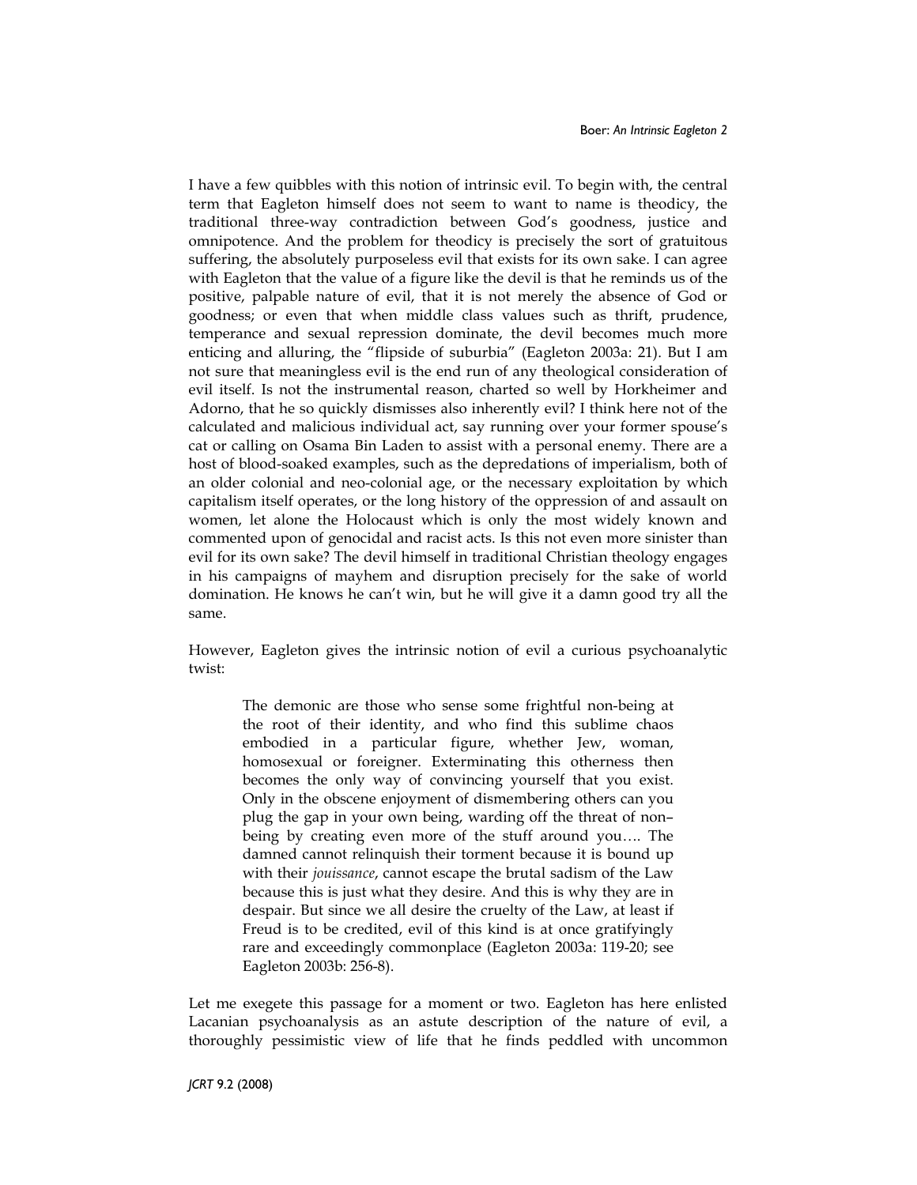I have a few quibbles with this notion of intrinsic evil. To begin with, the central term that Eagleton himself does not seem to want to name is theodicy, the traditional three-way contradiction between God's goodness, justice and omnipotence. And the problem for theodicy is precisely the sort of gratuitous suffering, the absolutely purposeless evil that exists for its own sake. I can agree with Eagleton that the value of a figure like the devil is that he reminds us of the positive, palpable nature of evil, that it is not merely the absence of God or goodness; or even that when middle class values such as thrift, prudence, temperance and sexual repression dominate, the devil becomes much more enticing and alluring, the "flipside of suburbia" (Eagleton 2003a: 21). But I am not sure that meaningless evil is the end run of any theological consideration of evil itself. Is not the instrumental reason, charted so well by Horkheimer and Adorno, that he so quickly dismisses also inherently evil? I think here not of the calculated and malicious individual act, say running over your former spouse's cat or calling on Osama Bin Laden to assist with a personal enemy. There are a host of blood-soaked examples, such as the depredations of imperialism, both of an older colonial and neo-colonial age, or the necessary exploitation by which capitalism itself operates, or the long history of the oppression of and assault on women, let alone the Holocaust which is only the most widely known and commented upon of genocidal and racist acts. Is this not even more sinister than evil for its own sake? The devil himself in traditional Christian theology engages in his campaigns of mayhem and disruption precisely for the sake of world domination. He knows he can't win, but he will give it a damn good try all the same.

However, Eagleton gives the intrinsic notion of evil a curious psychoanalytic twist:

> The demonic are those who sense some frightful non-being at the root of their identity, and who find this sublime chaos embodied in a particular figure, whether Jew, woman, homosexual or foreigner. Exterminating this otherness then becomes the only way of convincing yourself that you exist. Only in the obscene enjoyment of dismembering others can you plug the gap in your own being, warding off the threat of non–being by creating even more of the stuff around you…. The damned cannot relinquish their torment because it is bound up with their *jouissance*, cannot escape the brutal sadism of the Law because this is just what they desire. And this is why they are in despair. But since we all desire the cruelty of the Law, at least if Freud is to be credited, evil of this kind is at once gratifyingly rare and exceedingly commonplace (Eagleton 2003a: 119-20; see Eagleton 2003b: 256-8).

Let me exegete this passage for a moment or two. Eagleton has here enlisted Lacanian psychoanalysis as an astute description of the nature of evil, a thoroughly pessimistic view of life that he finds peddled with uncommon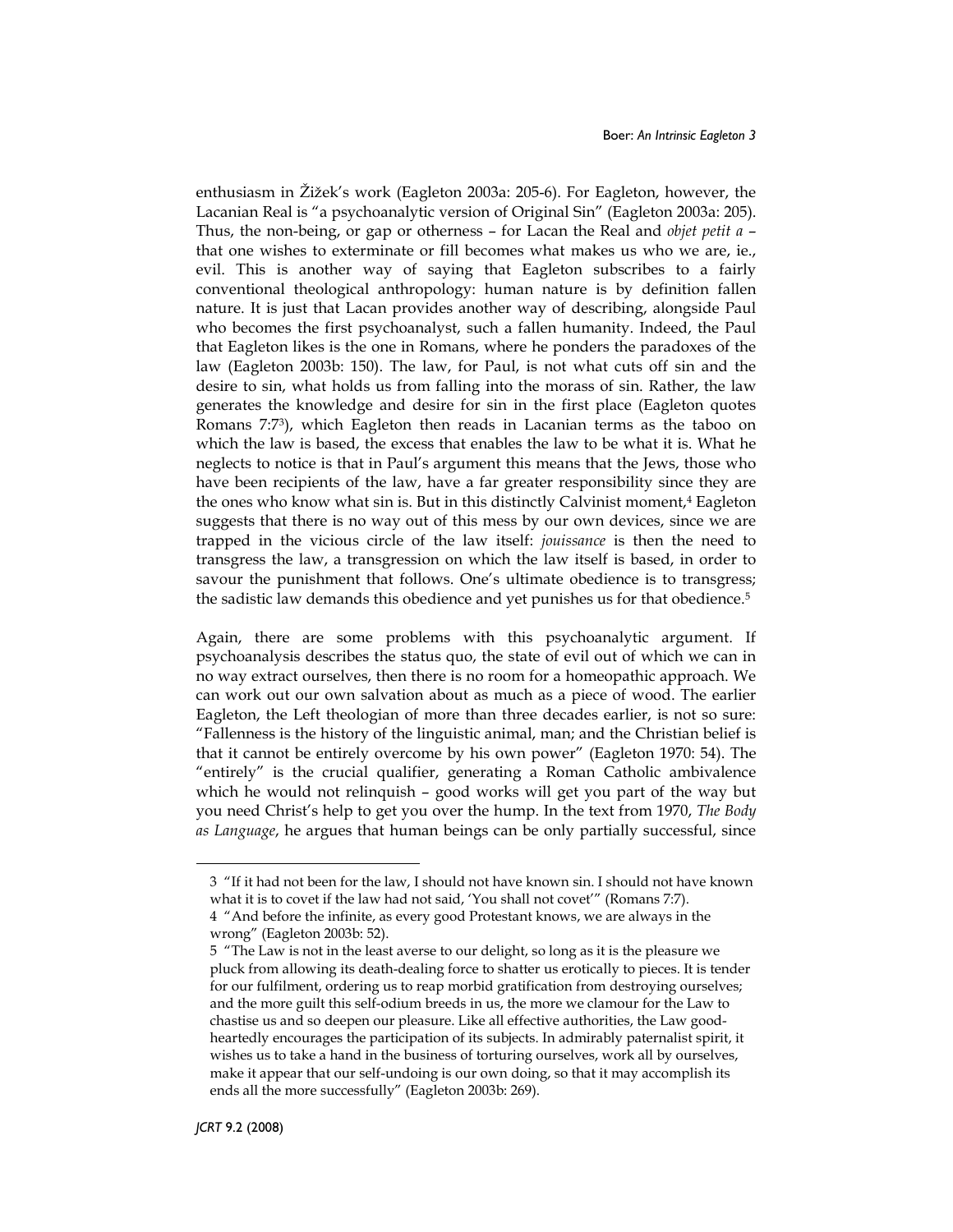enthusiasm in Žižek's work (Eagleton 2003a: 205-6). For Eagleton, however, the Lacanian Real is "a psychoanalytic version of Original Sin" (Eagleton 2003a: 205). Thus, the non-being, or gap or otherness – for Lacan the Real and *objet petit a* – that one wishes to exterminate or fill becomes what makes us who we are, ie., evil. This is another way of saying that Eagleton subscribes to a fairly conventional theological anthropology: human nature is by definition fallen nature. It is just that Lacan provides another way of describing, alongside Paul who becomes the first psychoanalyst, such a fallen humanity. Indeed, the Paul that Eagleton likes is the one in Romans, where he ponders the paradoxes of the law (Eagleton 2003b: 150). The law, for Paul, is not what cuts off sin and the desire to sin, what holds us from falling into the morass of sin. Rather, the law generates the knowledge and desire for sin in the first place (Eagleton quotes Romans 7:7[3]), which Eagleton then reads in Lacanian terms as the taboo on which the law is based, the excess that enables the law to be what it is. What he neglects to notice is that in Paul's argument this means that the Jews, those who have been recipients of the law, have a far greater responsibility since they are the ones who know what sin is. But in this distinctly Calvinist moment,[4] Eagleton suggests that there is no way out of this mess by our own devices, since we are trapped in the vicious circle of the law itself: *jouissance* is then the need to transgress the law, a transgression on which the law itself is based, in order to savour the punishment that follows. One's ultimate obedience is to transgress; the sadistic law demands this obedience and yet punishes us for that obedience.[5]

Again, there are some problems with this psychoanalytic argument. If psychoanalysis describes the status quo, the state of evil out of which we can in no way extract ourselves, then there is no room for a homeopathic approach. We can work out our own salvation about as much as a piece of wood. The earlier Eagleton, the Left theologian of more than three decades earlier, is not so sure: "Fallenness is the history of the linguistic animal, man; and the Christian belief is that it cannot be entirely overcome by his own power" (Eagleton 1970: 54). The "entirely" is the crucial qualifier, generating a Roman Catholic ambivalence which he would not relinquish – good works will get you part of the way but you need Christ's help to get you over the hump. In the text from 1970, *The Body as Language*, he argues that human beings can be only partially successful, since

---

3 "If it had not been for the law, I should not have known sin. I should not have known what it is to covet if the law had not said, 'You shall not covet'" (Romans 7:7).

4 "And before the infinite, as every good Protestant knows, we are always in the wrong" (Eagleton 2003b: 52).

5 "The Law is not in the least averse to our delight, so long as it is the pleasure we pluck from allowing its death-dealing force to shatter us erotically to pieces. It is tender for our fulfilment, ordering us to reap morbid gratification from destroying ourselves; and the more guilt this self-odium breeds in us, the more we clamour for the Law to chastise us and so deepen our pleasure. Like all effective authorities, the Law good-heartedly encourages the participation of its subjects. In admirably paternalist spirit, it wishes us to take a hand in the business of torturing ourselves, work all by ourselves, make it appear that our self-undoing is our own doing, so that it may accomplish its ends all the more successfully" (Eagleton 2003b: 269).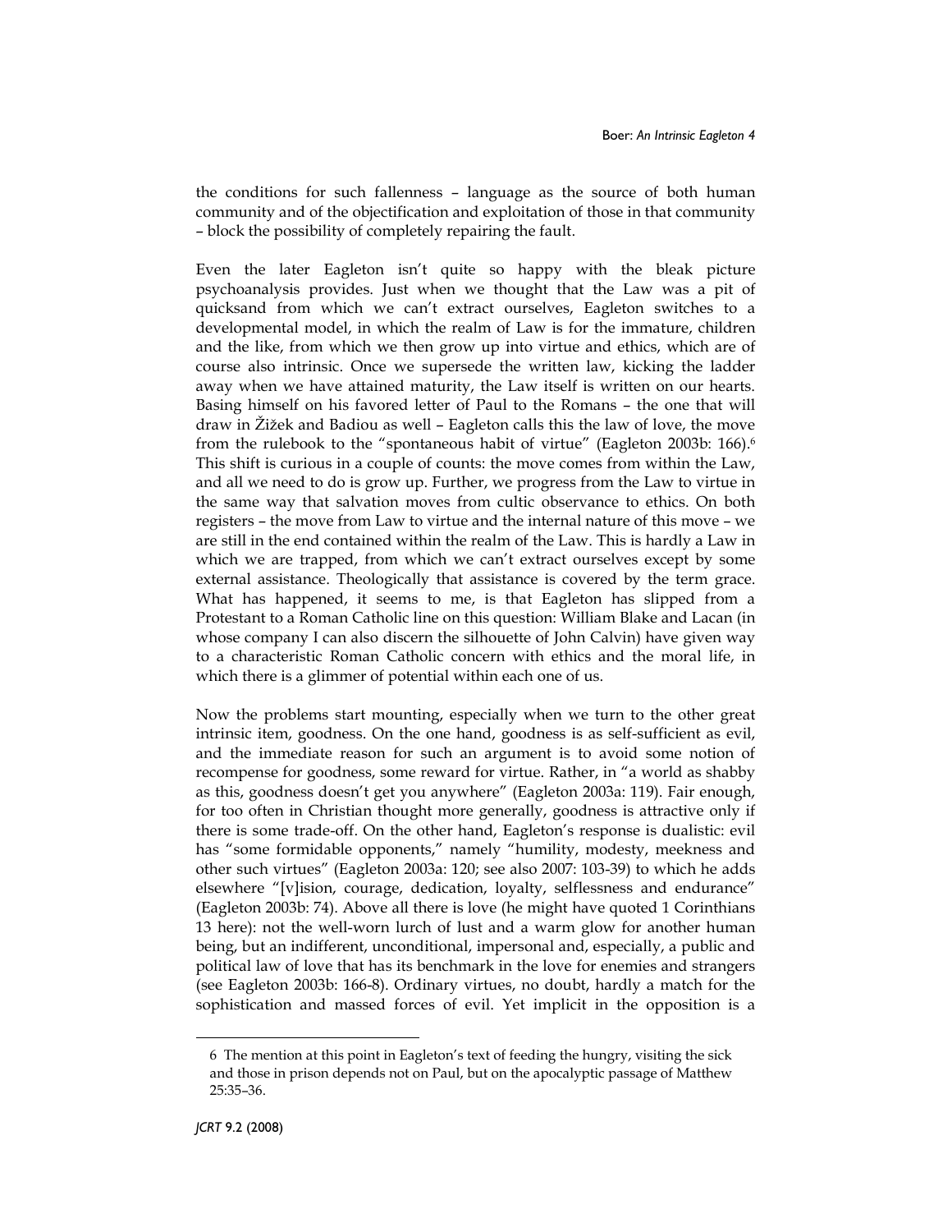the conditions for such fallenness – language as the source of both human community and of the objectification and exploitation of those in that community – block the possibility of completely repairing the fault.

Even the later Eagleton isn't quite so happy with the bleak picture psychoanalysis provides. Just when we thought that the Law was a pit of quicksand from which we can't extract ourselves, Eagleton switches to a developmental model, in which the realm of Law is for the immature, children and the like, from which we then grow up into virtue and ethics, which are of course also intrinsic. Once we supersede the written law, kicking the ladder away when we have attained maturity, the Law itself is written on our hearts. Basing himself on his favored letter of Paul to the Romans – the one that will draw in Žižek and Badiou as well – Eagleton calls this the law of love, the move from the rulebook to the "spontaneous habit of virtue" (Eagleton 2003b: 166).[6] This shift is curious in a couple of counts: the move comes from within the Law, and all we need to do is grow up. Further, we progress from the Law to virtue in the same way that salvation moves from cultic observance to ethics. On both registers – the move from Law to virtue and the internal nature of this move – we are still in the end contained within the realm of the Law. This is hardly a Law in which we are trapped, from which we can't extract ourselves except by some external assistance. Theologically that assistance is covered by the term grace. What has happened, it seems to me, is that Eagleton has slipped from a Protestant to a Roman Catholic line on this question: William Blake and Lacan (in whose company I can also discern the silhouette of John Calvin) have given way to a characteristic Roman Catholic concern with ethics and the moral life, in which there is a glimmer of potential within each one of us.

Now the problems start mounting, especially when we turn to the other great intrinsic item, goodness. On the one hand, goodness is as self-sufficient as evil, and the immediate reason for such an argument is to avoid some notion of recompense for goodness, some reward for virtue. Rather, in "a world as shabby as this, goodness doesn't get you anywhere" (Eagleton 2003a: 119). Fair enough, for too often in Christian thought more generally, goodness is attractive only if there is some trade-off. On the other hand, Eagleton's response is dualistic: evil has "some formidable opponents," namely "humility, modesty, meekness and other such virtues" (Eagleton 2003a: 120; see also 2007: 103-39) to which he adds elsewhere "[v]ision, courage, dedication, loyalty, selflessness and endurance" (Eagleton 2003b: 74). Above all there is love (he might have quoted 1 Corinthians 13 here): not the well-worn lurch of lust and a warm glow for another human being, but an indifferent, unconditional, impersonal and, especially, a public and political law of love that has its benchmark in the love for enemies and strangers (see Eagleton 2003b: 166-8). Ordinary virtues, no doubt, hardly a match for the sophistication and massed forces of evil. Yet implicit in the opposition is a

---

6 The mention at this point in Eagleton's text of feeding the hungry, visiting the sick and those in prison depends not on Paul, but on the apocalyptic passage of Matthew 25:35–36.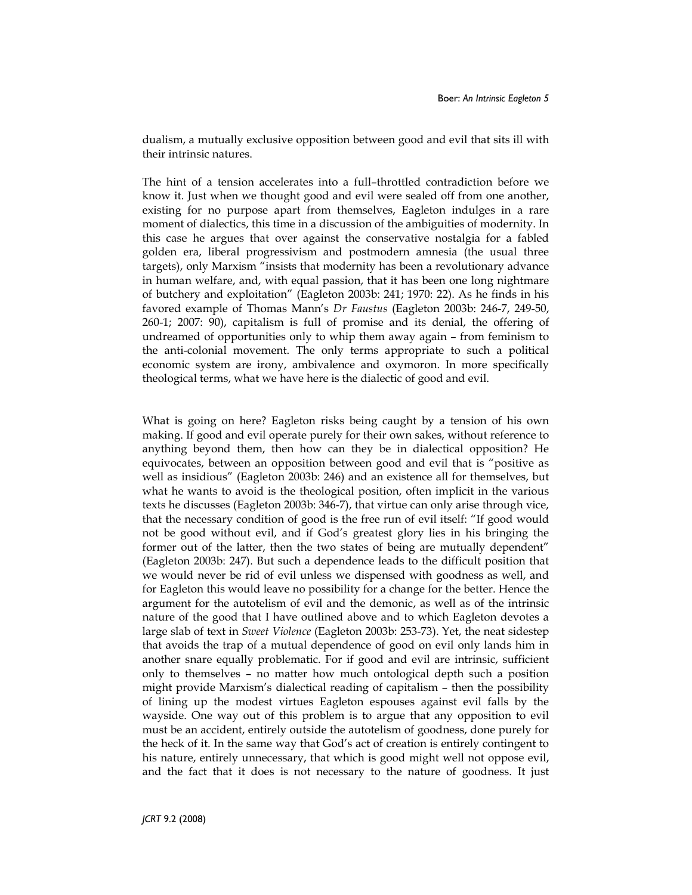dualism, a mutually exclusive opposition between good and evil that sits ill with their intrinsic natures.

The hint of a tension accelerates into a full–throttled contradiction before we know it. Just when we thought good and evil were sealed off from one another, existing for no purpose apart from themselves, Eagleton indulges in a rare moment of dialectics, this time in a discussion of the ambiguities of modernity. In this case he argues that over against the conservative nostalgia for a fabled golden era, liberal progressivism and postmodern amnesia (the usual three targets), only Marxism "insists that modernity has been a revolutionary advance in human welfare, and, with equal passion, that it has been one long nightmare of butchery and exploitation" (Eagleton 2003b: 241; 1970: 22). As he finds in his favored example of Thomas Mann's *Dr Faustus* (Eagleton 2003b: 246-7, 249-50, 260-1; 2007: 90), capitalism is full of promise and its denial, the offering of undreamed of opportunities only to whip them away again – from feminism to the anti-colonial movement. The only terms appropriate to such a political economic system are irony, ambivalence and oxymoron. In more specifically theological terms, what we have here is the dialectic of good and evil.

What is going on here? Eagleton risks being caught by a tension of his own making. If good and evil operate purely for their own sakes, without reference to anything beyond them, then how can they be in dialectical opposition? He equivocates, between an opposition between good and evil that is "positive as well as insidious" (Eagleton 2003b: 246) and an existence all for themselves, but what he wants to avoid is the theological position, often implicit in the various texts he discusses (Eagleton 2003b: 346-7), that virtue can only arise through vice, that the necessary condition of good is the free run of evil itself: "If good would not be good without evil, and if God's greatest glory lies in his bringing the former out of the latter, then the two states of being are mutually dependent" (Eagleton 2003b: 247). But such a dependence leads to the difficult position that we would never be rid of evil unless we dispensed with goodness as well, and for Eagleton this would leave no possibility for a change for the better. Hence the argument for the autotelism of evil and the demonic, as well as of the intrinsic nature of the good that I have outlined above and to which Eagleton devotes a large slab of text in *Sweet Violence* (Eagleton 2003b: 253-73). Yet, the neat sidestep that avoids the trap of a mutual dependence of good on evil only lands him in another snare equally problematic. For if good and evil are intrinsic, sufficient only to themselves – no matter how much ontological depth such a position might provide Marxism's dialectical reading of capitalism – then the possibility of lining up the modest virtues Eagleton espouses against evil falls by the wayside. One way out of this problem is to argue that any opposition to evil must be an accident, entirely outside the autotelism of goodness, done purely for the heck of it. In the same way that God's act of creation is entirely contingent to his nature, entirely unnecessary, that which is good might well not oppose evil, and the fact that it does is not necessary to the nature of goodness. It just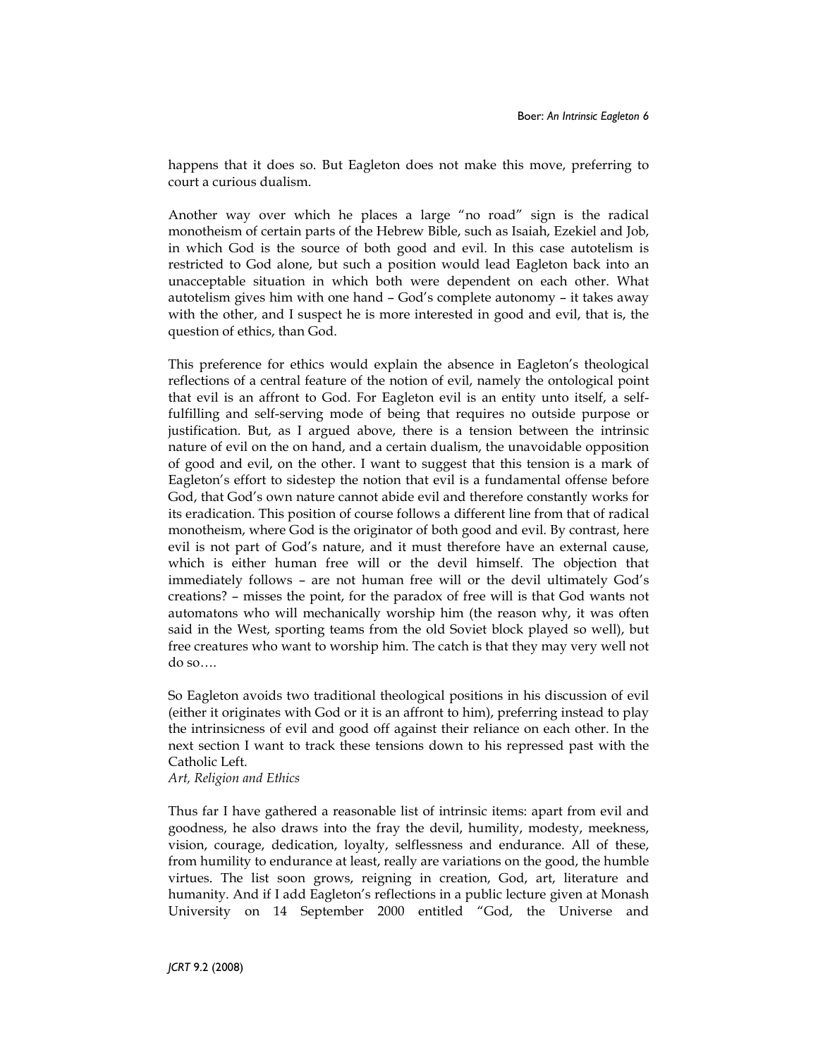happens that it does so. But Eagleton does not make this move, preferring to court a curious dualism.

Another way over which he places a large "no road" sign is the radical monotheism of certain parts of the Hebrew Bible, such as Isaiah, Ezekiel and Job, in which God is the source of both good and evil. In this case autotelism is restricted to God alone, but such a position would lead Eagleton back into an unacceptable situation in which both were dependent on each other. What autotelism gives him with one hand – God's complete autonomy – it takes away with the other, and I suspect he is more interested in good and evil, that is, the question of ethics, than God.

This preference for ethics would explain the absence in Eagleton's theological reflections of a central feature of the notion of evil, namely the ontological point that evil is an affront to God. For Eagleton evil is an entity unto itself, a self-fulfilling and self-serving mode of being that requires no outside purpose or justification. But, as I argued above, there is a tension between the intrinsic nature of evil on the on hand, and a certain dualism, the unavoidable opposition of good and evil, on the other. I want to suggest that this tension is a mark of Eagleton's effort to sidestep the notion that evil is a fundamental offense before God, that God's own nature cannot abide evil and therefore constantly works for its eradication. This position of course follows a different line from that of radical monotheism, where God is the originator of both good and evil. By contrast, here evil is not part of God's nature, and it must therefore have an external cause, which is either human free will or the devil himself. The objection that immediately follows – are not human free will or the devil ultimately God's creations? – misses the point, for the paradox of free will is that God wants not automatons who will mechanically worship him (the reason why, it was often said in the West, sporting teams from the old Soviet block played so well), but free creatures who want to worship him. The catch is that they may very well not do so….

So Eagleton avoids two traditional theological positions in his discussion of evil (either it originates with God or it is an affront to him), preferring instead to play the intrinsicness of evil and good off against their reliance on each other. In the next section I want to track these tensions down to his repressed past with the Catholic Left.

*Art, Religion and Ethics*

Thus far I have gathered a reasonable list of intrinsic items: apart from evil and goodness, he also draws into the fray the devil, humility, modesty, meekness, vision, courage, dedication, loyalty, selflessness and endurance. All of these, from humility to endurance at least, really are variations on the good, the humble virtues. The list soon grows, reigning in creation, God, art, literature and humanity. And if I add Eagleton's reflections in a public lecture given at Monash University on 14 September 2000 entitled "God, the Universe and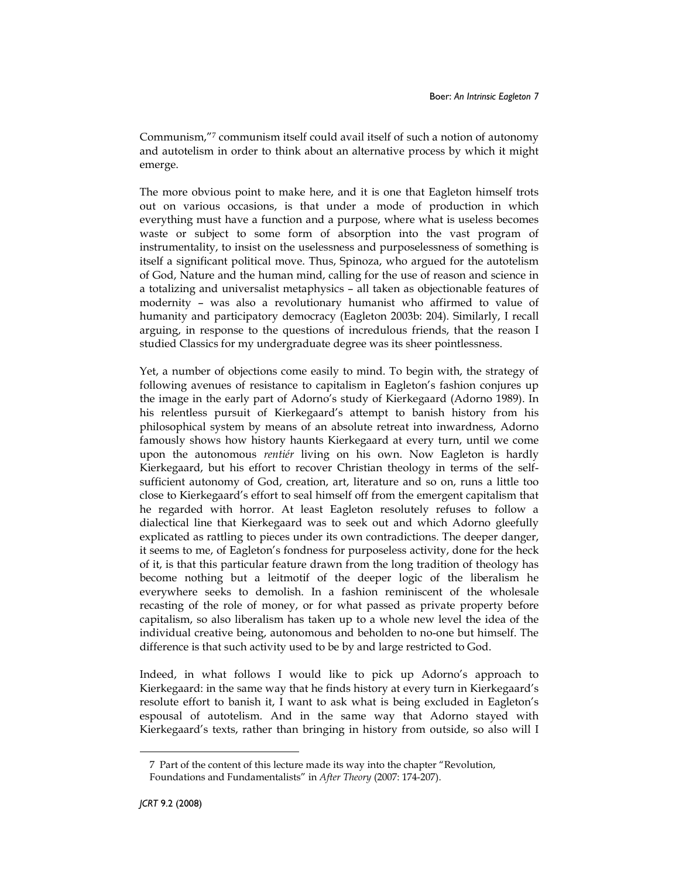Communism,"[7] communism itself could avail itself of such a notion of autonomy and autotelism in order to think about an alternative process by which it might emerge.

The more obvious point to make here, and it is one that Eagleton himself trots out on various occasions, is that under a mode of production in which everything must have a function and a purpose, where what is useless becomes waste or subject to some form of absorption into the vast program of instrumentality, to insist on the uselessness and purposelessness of something is itself a significant political move. Thus, Spinoza, who argued for the autotelism of God, Nature and the human mind, calling for the use of reason and science in a totalizing and universalist metaphysics – all taken as objectionable features of modernity – was also a revolutionary humanist who affirmed to value of humanity and participatory democracy (Eagleton 2003b: 204). Similarly, I recall arguing, in response to the questions of incredulous friends, that the reason I studied Classics for my undergraduate degree was its sheer pointlessness.

Yet, a number of objections come easily to mind. To begin with, the strategy of following avenues of resistance to capitalism in Eagleton's fashion conjures up the image in the early part of Adorno's study of Kierkegaard (Adorno 1989). In his relentless pursuit of Kierkegaard's attempt to banish history from his philosophical system by means of an absolute retreat into inwardness, Adorno famously shows how history haunts Kierkegaard at every turn, until we come upon the autonomous *rentiér* living on his own. Now Eagleton is hardly Kierkegaard, but his effort to recover Christian theology in terms of the self-sufficient autonomy of God, creation, art, literature and so on, runs a little too close to Kierkegaard's effort to seal himself off from the emergent capitalism that he regarded with horror. At least Eagleton resolutely refuses to follow a dialectical line that Kierkegaard was to seek out and which Adorno gleefully explicated as rattling to pieces under its own contradictions. The deeper danger, it seems to me, of Eagleton's fondness for purposeless activity, done for the heck of it, is that this particular feature drawn from the long tradition of theology has become nothing but a leitmotif of the deeper logic of the liberalism he everywhere seeks to demolish. In a fashion reminiscent of the wholesale recasting of the role of money, or for what passed as private property before capitalism, so also liberalism has taken up to a whole new level the idea of the individual creative being, autonomous and beholden to no-one but himself. The difference is that such activity used to be by and large restricted to God.

Indeed, in what follows I would like to pick up Adorno's approach to Kierkegaard: in the same way that he finds history at every turn in Kierkegaard's resolute effort to banish it, I want to ask what is being excluded in Eagleton's espousal of autotelism. And in the same way that Adorno stayed with Kierkegaard's texts, rather than bringing in history from outside, so also will I

---

[7] Part of the content of this lecture made its way into the chapter "Revolution, Foundations and Fundamentalists" in *After Theory* (2007: 174-207).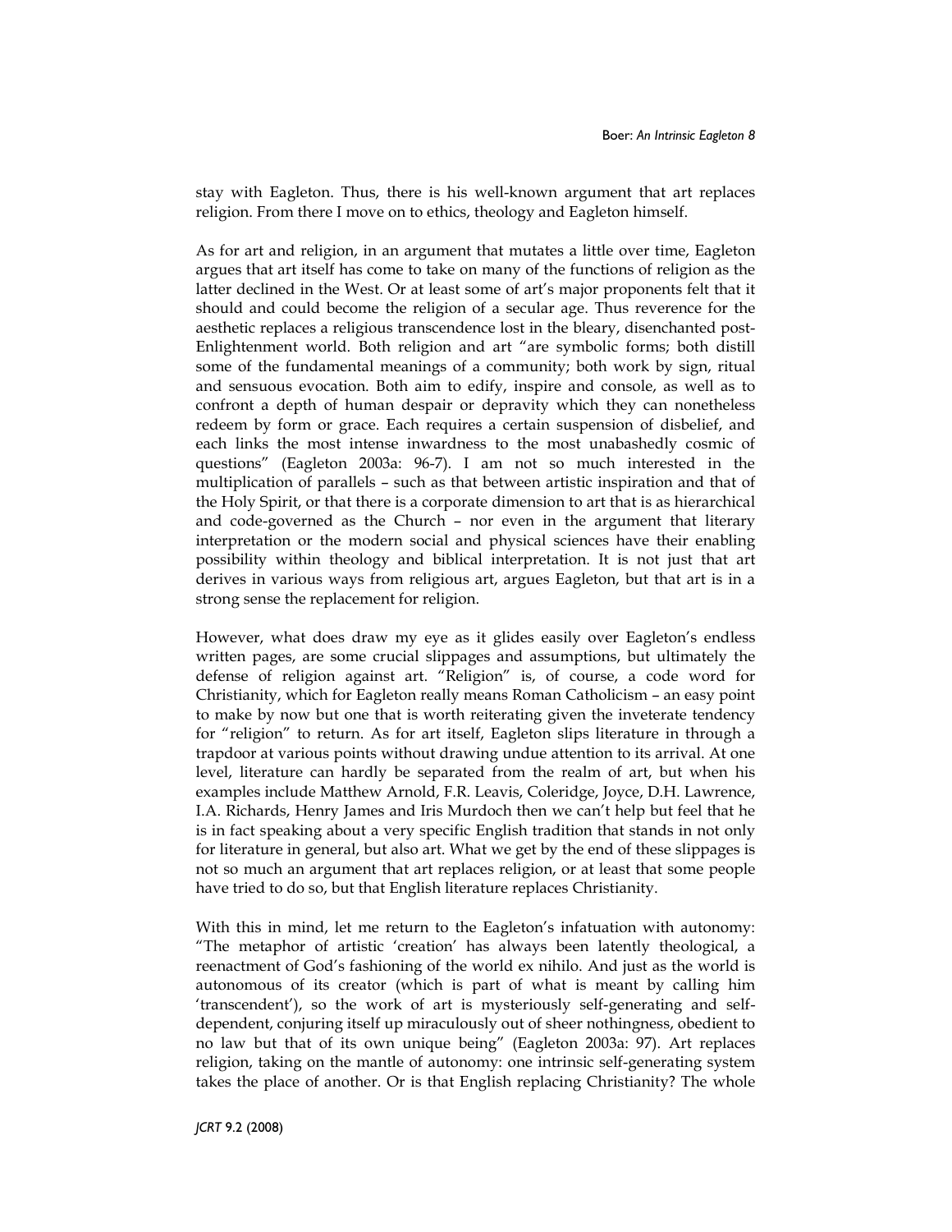stay with Eagleton. Thus, there is his well-known argument that art replaces religion. From there I move on to ethics, theology and Eagleton himself.

As for art and religion, in an argument that mutates a little over time, Eagleton argues that art itself has come to take on many of the functions of religion as the latter declined in the West. Or at least some of art's major proponents felt that it should and could become the religion of a secular age. Thus reverence for the aesthetic replaces a religious transcendence lost in the bleary, disenchanted post-Enlightenment world. Both religion and art "are symbolic forms; both distill some of the fundamental meanings of a community; both work by sign, ritual and sensuous evocation. Both aim to edify, inspire and console, as well as to confront a depth of human despair or depravity which they can nonetheless redeem by form or grace. Each requires a certain suspension of disbelief, and each links the most intense inwardness to the most unabashedly cosmic of questions" (Eagleton 2003a: 96-7). I am not so much interested in the multiplication of parallels – such as that between artistic inspiration and that of the Holy Spirit, or that there is a corporate dimension to art that is as hierarchical and code-governed as the Church – nor even in the argument that literary interpretation or the modern social and physical sciences have their enabling possibility within theology and biblical interpretation. It is not just that art derives in various ways from religious art, argues Eagleton, but that art is in a strong sense the replacement for religion.

However, what does draw my eye as it glides easily over Eagleton's endless written pages, are some crucial slippages and assumptions, but ultimately the defense of religion against art. "Religion" is, of course, a code word for Christianity, which for Eagleton really means Roman Catholicism – an easy point to make by now but one that is worth reiterating given the inveterate tendency for "religion" to return. As for art itself, Eagleton slips literature in through a trapdoor at various points without drawing undue attention to its arrival. At one level, literature can hardly be separated from the realm of art, but when his examples include Matthew Arnold, F.R. Leavis, Coleridge, Joyce, D.H. Lawrence, I.A. Richards, Henry James and Iris Murdoch then we can't help but feel that he is in fact speaking about a very specific English tradition that stands in not only for literature in general, but also art. What we get by the end of these slippages is not so much an argument that art replaces religion, or at least that some people have tried to do so, but that English literature replaces Christianity.

With this in mind, let me return to the Eagleton's infatuation with autonomy: "The metaphor of artistic 'creation' has always been latently theological, a reenactment of God's fashioning of the world ex nihilo. And just as the world is autonomous of its creator (which is part of what is meant by calling him 'transcendent'), so the work of art is mysteriously self-generating and self-dependent, conjuring itself up miraculously out of sheer nothingness, obedient to no law but that of its own unique being" (Eagleton 2003a: 97). Art replaces religion, taking on the mantle of autonomy: one intrinsic self-generating system takes the place of another. Or is that English replacing Christianity? The whole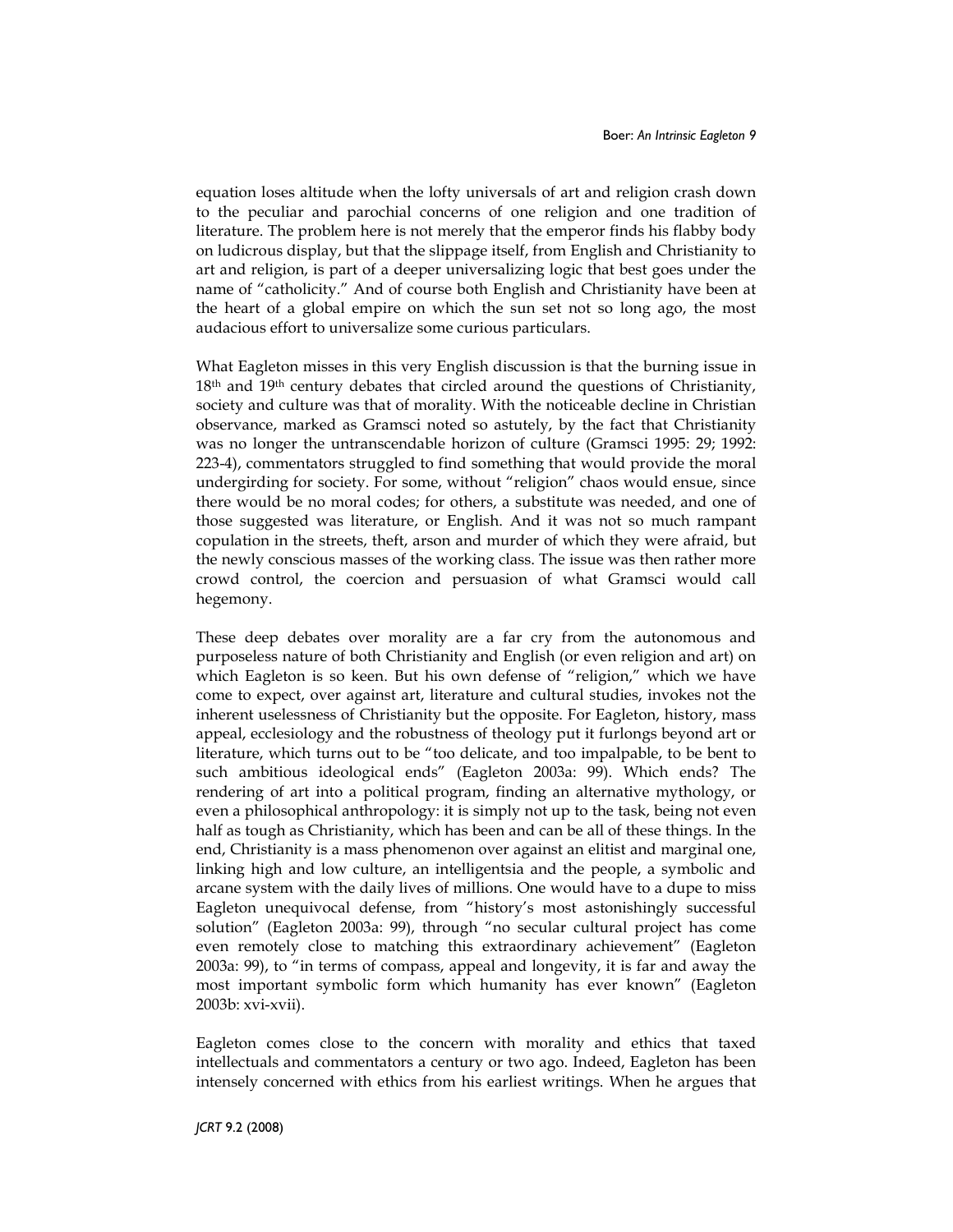equation loses altitude when the lofty universals of art and religion crash down to the peculiar and parochial concerns of one religion and one tradition of literature. The problem here is not merely that the emperor finds his flabby body on ludicrous display, but that the slippage itself, from English and Christianity to art and religion, is part of a deeper universalizing logic that best goes under the name of "catholicity." And of course both English and Christianity have been at the heart of a global empire on which the sun set not so long ago, the most audacious effort to universalize some curious particulars.

What Eagleton misses in this very English discussion is that the burning issue in 18th and 19th century debates that circled around the questions of Christianity, society and culture was that of morality. With the noticeable decline in Christian observance, marked as Gramsci noted so astutely, by the fact that Christianity was no longer the untranscendable horizon of culture (Gramsci 1995: 29; 1992: 223-4), commentators struggled to find something that would provide the moral undergirding for society. For some, without "religion" chaos would ensue, since there would be no moral codes; for others, a substitute was needed, and one of those suggested was literature, or English. And it was not so much rampant copulation in the streets, theft, arson and murder of which they were afraid, but the newly conscious masses of the working class. The issue was then rather more crowd control, the coercion and persuasion of what Gramsci would call hegemony.

These deep debates over morality are a far cry from the autonomous and purposeless nature of both Christianity and English (or even religion and art) on which Eagleton is so keen. But his own defense of "religion," which we have come to expect, over against art, literature and cultural studies, invokes not the inherent uselessness of Christianity but the opposite. For Eagleton, history, mass appeal, ecclesiology and the robustness of theology put it furlongs beyond art or literature, which turns out to be "too delicate, and too impalpable, to be bent to such ambitious ideological ends" (Eagleton 2003a: 99). Which ends? The rendering of art into a political program, finding an alternative mythology, or even a philosophical anthropology: it is simply not up to the task, being not even half as tough as Christianity, which has been and can be all of these things. In the end, Christianity is a mass phenomenon over against an elitist and marginal one, linking high and low culture, an intelligentsia and the people, a symbolic and arcane system with the daily lives of millions. One would have to a dupe to miss Eagleton unequivocal defense, from "history's most astonishingly successful solution" (Eagleton 2003a: 99), through "no secular cultural project has come even remotely close to matching this extraordinary achievement" (Eagleton 2003a: 99), to "in terms of compass, appeal and longevity, it is far and away the most important symbolic form which humanity has ever known" (Eagleton 2003b: xvi-xvii).

Eagleton comes close to the concern with morality and ethics that taxed intellectuals and commentators a century or two ago. Indeed, Eagleton has been intensely concerned with ethics from his earliest writings. When he argues that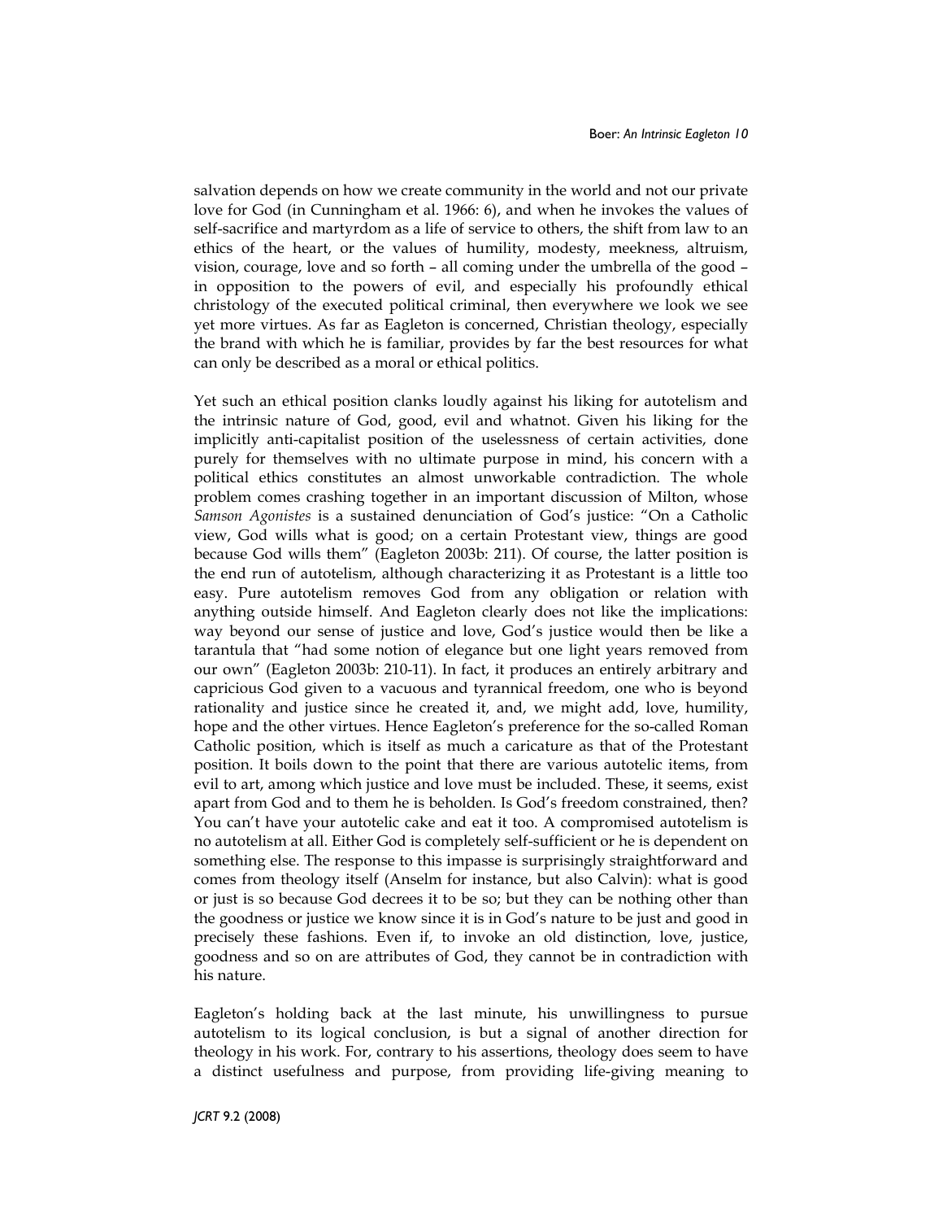salvation depends on how we create community in the world and not our private love for God (in Cunningham et al. 1966: 6), and when he invokes the values of self-sacrifice and martyrdom as a life of service to others, the shift from law to an ethics of the heart, or the values of humility, modesty, meekness, altruism, vision, courage, love and so forth – all coming under the umbrella of the good – in opposition to the powers of evil, and especially his profoundly ethical christology of the executed political criminal, then everywhere we look we see yet more virtues. As far as Eagleton is concerned, Christian theology, especially the brand with which he is familiar, provides by far the best resources for what can only be described as a moral or ethical politics.

Yet such an ethical position clanks loudly against his liking for autotelism and the intrinsic nature of God, good, evil and whatnot. Given his liking for the implicitly anti-capitalist position of the uselessness of certain activities, done purely for themselves with no ultimate purpose in mind, his concern with a political ethics constitutes an almost unworkable contradiction. The whole problem comes crashing together in an important discussion of Milton, whose *Samson Agonistes* is a sustained denunciation of God's justice: "On a Catholic view, God wills what is good; on a certain Protestant view, things are good because God wills them" (Eagleton 2003b: 211). Of course, the latter position is the end run of autotelism, although characterizing it as Protestant is a little too easy. Pure autotelism removes God from any obligation or relation with anything outside himself. And Eagleton clearly does not like the implications: way beyond our sense of justice and love, God's justice would then be like a tarantula that "had some notion of elegance but one light years removed from our own" (Eagleton 2003b: 210-11). In fact, it produces an entirely arbitrary and capricious God given to a vacuous and tyrannical freedom, one who is beyond rationality and justice since he created it, and, we might add, love, humility, hope and the other virtues. Hence Eagleton's preference for the so-called Roman Catholic position, which is itself as much a caricature as that of the Protestant position. It boils down to the point that there are various autotelic items, from evil to art, among which justice and love must be included. These, it seems, exist apart from God and to them he is beholden. Is God's freedom constrained, then? You can't have your autotelic cake and eat it too. A compromised autotelism is no autotelism at all. Either God is completely self-sufficient or he is dependent on something else. The response to this impasse is surprisingly straightforward and comes from theology itself (Anselm for instance, but also Calvin): what is good or just is so because God decrees it to be so; but they can be nothing other than the goodness or justice we know since it is in God's nature to be just and good in precisely these fashions. Even if, to invoke an old distinction, love, justice, goodness and so on are attributes of God, they cannot be in contradiction with his nature.

Eagleton's holding back at the last minute, his unwillingness to pursue autotelism to its logical conclusion, is but a signal of another direction for theology in his work. For, contrary to his assertions, theology does seem to have a distinct usefulness and purpose, from providing life-giving meaning to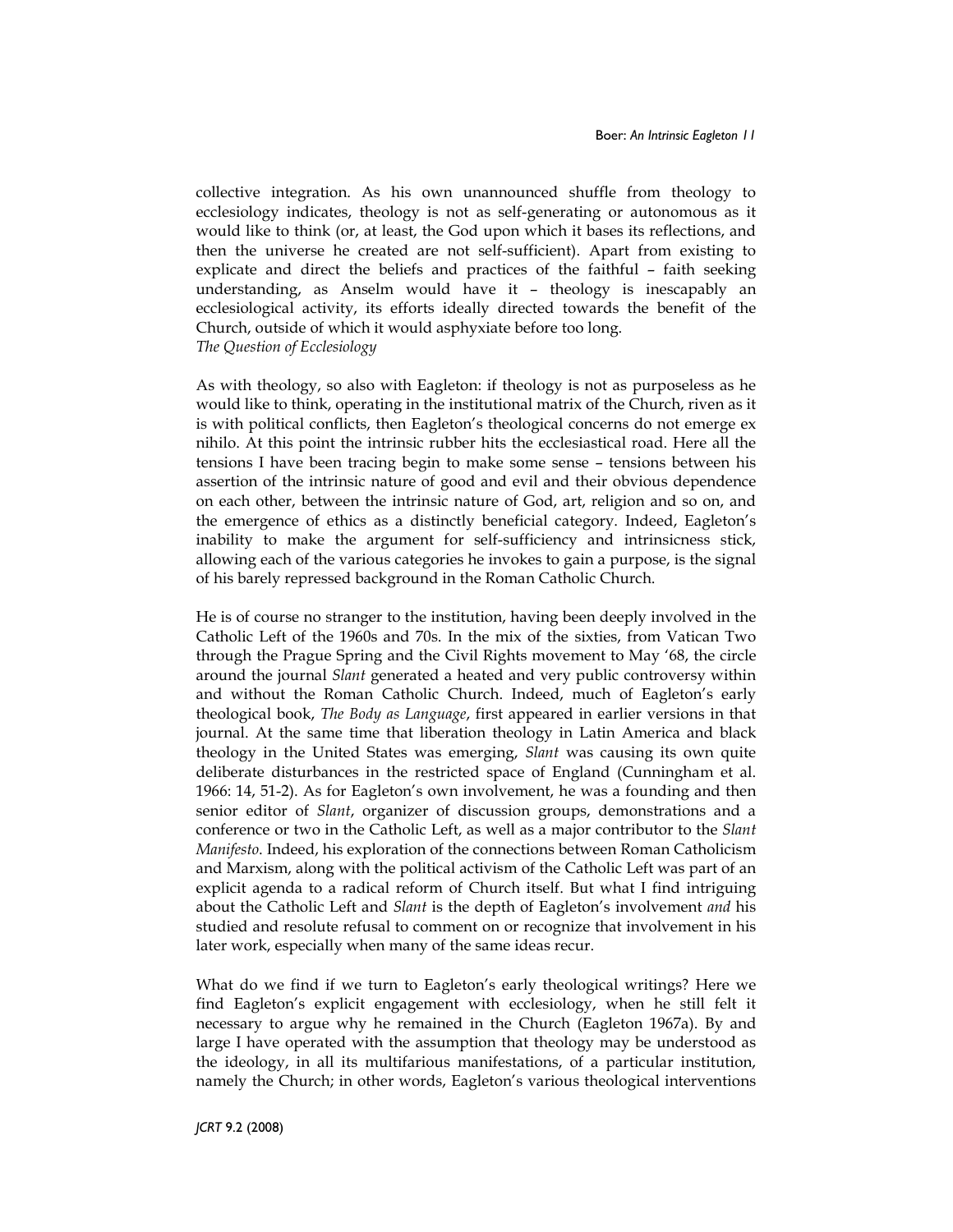collective integration. As his own unannounced shuffle from theology to ecclesiology indicates, theology is not as self-generating or autonomous as it would like to think (or, at least, the God upon which it bases its reflections, and then the universe he created are not self-sufficient). Apart from existing to explicate and direct the beliefs and practices of the faithful – faith seeking understanding, as Anselm would have it – theology is inescapably an ecclesiological activity, its efforts ideally directed towards the benefit of the Church, outside of which it would asphyxiate before too long.

### *The Question of Ecclesiology*

As with theology, so also with Eagleton: if theology is not as purposeless as he would like to think, operating in the institutional matrix of the Church, riven as it is with political conflicts, then Eagleton's theological concerns do not emerge ex nihilo. At this point the intrinsic rubber hits the ecclesiastical road. Here all the tensions I have been tracing begin to make some sense – tensions between his assertion of the intrinsic nature of good and evil and their obvious dependence on each other, between the intrinsic nature of God, art, religion and so on, and the emergence of ethics as a distinctly beneficial category. Indeed, Eagleton's inability to make the argument for self-sufficiency and intrinsicness stick, allowing each of the various categories he invokes to gain a purpose, is the signal of his barely repressed background in the Roman Catholic Church.

He is of course no stranger to the institution, having been deeply involved in the Catholic Left of the 1960s and 70s. In the mix of the sixties, from Vatican Two through the Prague Spring and the Civil Rights movement to May '68, the circle around the journal *Slant* generated a heated and very public controversy within and without the Roman Catholic Church. Indeed, much of Eagleton's early theological book, *The Body as Language*, first appeared in earlier versions in that journal. At the same time that liberation theology in Latin America and black theology in the United States was emerging, *Slant* was causing its own quite deliberate disturbances in the restricted space of England (Cunningham et al. 1966: 14, 51-2). As for Eagleton's own involvement, he was a founding and then senior editor of *Slant*, organizer of discussion groups, demonstrations and a conference or two in the Catholic Left, as well as a major contributor to the *Slant Manifesto*. Indeed, his exploration of the connections between Roman Catholicism and Marxism, along with the political activism of the Catholic Left was part of an explicit agenda to a radical reform of Church itself. But what I find intriguing about the Catholic Left and *Slant* is the depth of Eagleton's involvement *and* his studied and resolute refusal to comment on or recognize that involvement in his later work, especially when many of the same ideas recur.

What do we find if we turn to Eagleton's early theological writings? Here we find Eagleton's explicit engagement with ecclesiology, when he still felt it necessary to argue why he remained in the Church (Eagleton 1967a). By and large I have operated with the assumption that theology may be understood as the ideology, in all its multifarious manifestations, of a particular institution, namely the Church; in other words, Eagleton's various theological interventions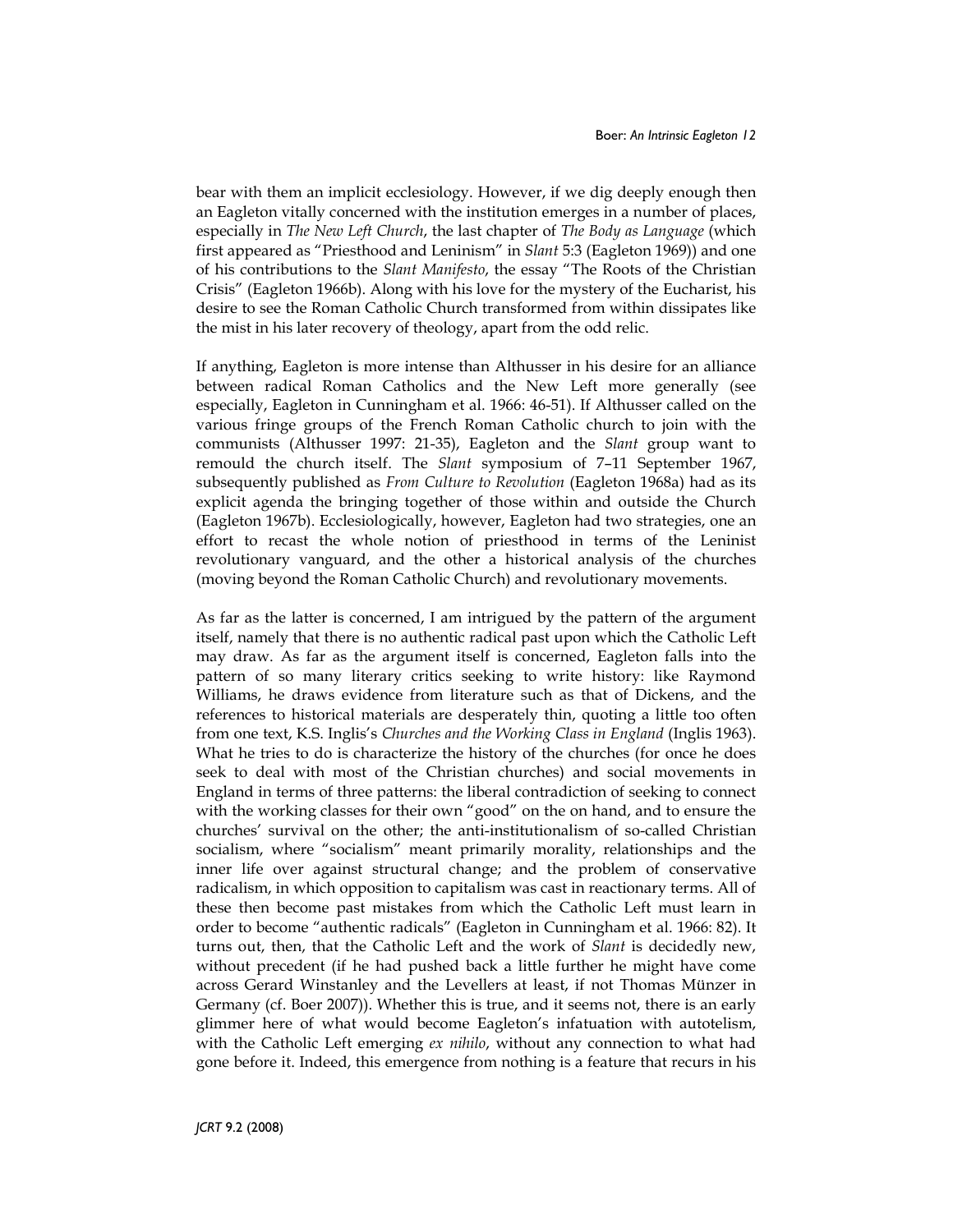bear with them an implicit ecclesiology. However, if we dig deeply enough then an Eagleton vitally concerned with the institution emerges in a number of places, especially in *The New Left Church*, the last chapter of *The Body as Language* (which first appeared as "Priesthood and Leninism" in *Slant* 5:3 (Eagleton 1969)) and one of his contributions to the *Slant Manifesto*, the essay "The Roots of the Christian Crisis" (Eagleton 1966b). Along with his love for the mystery of the Eucharist, his desire to see the Roman Catholic Church transformed from within dissipates like the mist in his later recovery of theology, apart from the odd relic.

If anything, Eagleton is more intense than Althusser in his desire for an alliance between radical Roman Catholics and the New Left more generally (see especially, Eagleton in Cunningham et al. 1966: 46-51). If Althusser called on the various fringe groups of the French Roman Catholic church to join with the communists (Althusser 1997: 21-35), Eagleton and the *Slant* group want to remould the church itself. The *Slant* symposium of 7–11 September 1967, subsequently published as *From Culture to Revolution* (Eagleton 1968a) had as its explicit agenda the bringing together of those within and outside the Church (Eagleton 1967b). Ecclesiologically, however, Eagleton had two strategies, one an effort to recast the whole notion of priesthood in terms of the Leninist revolutionary vanguard, and the other a historical analysis of the churches (moving beyond the Roman Catholic Church) and revolutionary movements.

As far as the latter is concerned, I am intrigued by the pattern of the argument itself, namely that there is no authentic radical past upon which the Catholic Left may draw. As far as the argument itself is concerned, Eagleton falls into the pattern of so many literary critics seeking to write history: like Raymond Williams, he draws evidence from literature such as that of Dickens, and the references to historical materials are desperately thin, quoting a little too often from one text, K.S. Inglis's *Churches and the Working Class in England* (Inglis 1963). What he tries to do is characterize the history of the churches (for once he does seek to deal with most of the Christian churches) and social movements in England in terms of three patterns: the liberal contradiction of seeking to connect with the working classes for their own "good" on the on hand, and to ensure the churches' survival on the other; the anti-institutionalism of so-called Christian socialism, where "socialism" meant primarily morality, relationships and the inner life over against structural change; and the problem of conservative radicalism, in which opposition to capitalism was cast in reactionary terms. All of these then become past mistakes from which the Catholic Left must learn in order to become "authentic radicals" (Eagleton in Cunningham et al. 1966: 82). It turns out, then, that the Catholic Left and the work of *Slant* is decidedly new, without precedent (if he had pushed back a little further he might have come across Gerard Winstanley and the Levellers at least, if not Thomas Münzer in Germany (cf. Boer 2007)). Whether this is true, and it seems not, there is an early glimmer here of what would become Eagleton's infatuation with autotelism, with the Catholic Left emerging *ex nihilo*, without any connection to what had gone before it. Indeed, this emergence from nothing is a feature that recurs in his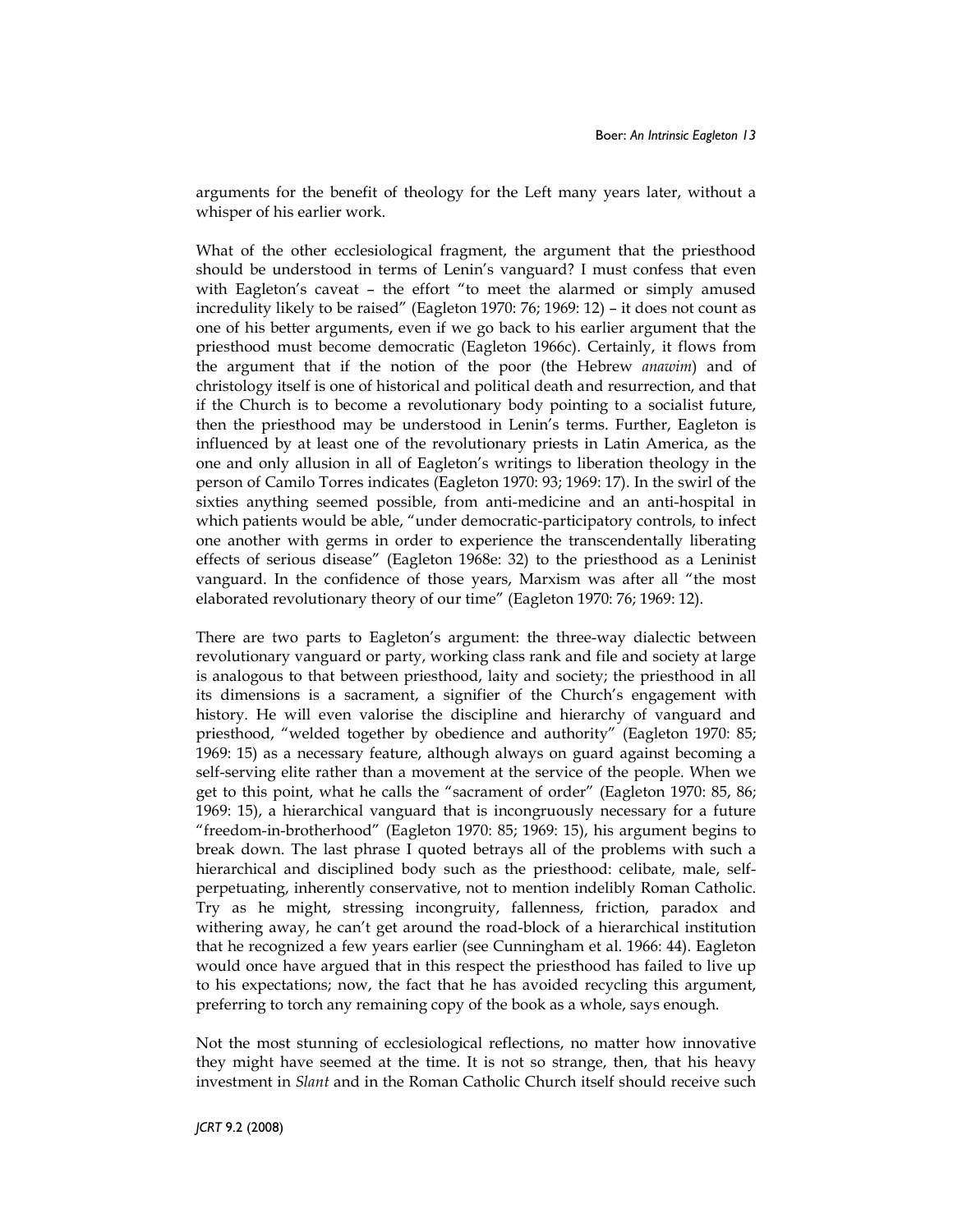arguments for the benefit of theology for the Left many years later, without a whisper of his earlier work.

What of the other ecclesiological fragment, the argument that the priesthood should be understood in terms of Lenin's vanguard? I must confess that even with Eagleton's caveat – the effort "to meet the alarmed or simply amused incredulity likely to be raised" (Eagleton 1970: 76; 1969: 12) – it does not count as one of his better arguments, even if we go back to his earlier argument that the priesthood must become democratic (Eagleton 1966c). Certainly, it flows from the argument that if the notion of the poor (the Hebrew *anawim*) and of christology itself is one of historical and political death and resurrection, and that if the Church is to become a revolutionary body pointing to a socialist future, then the priesthood may be understood in Lenin's terms. Further, Eagleton is influenced by at least one of the revolutionary priests in Latin America, as the one and only allusion in all of Eagleton's writings to liberation theology in the person of Camilo Torres indicates (Eagleton 1970: 93; 1969: 17). In the swirl of the sixties anything seemed possible, from anti-medicine and an anti-hospital in which patients would be able, "under democratic-participatory controls, to infect one another with germs in order to experience the transcendentally liberating effects of serious disease" (Eagleton 1968e: 32) to the priesthood as a Leninist vanguard. In the confidence of those years, Marxism was after all "the most elaborated revolutionary theory of our time" (Eagleton 1970: 76; 1969: 12).

There are two parts to Eagleton's argument: the three-way dialectic between revolutionary vanguard or party, working class rank and file and society at large is analogous to that between priesthood, laity and society; the priesthood in all its dimensions is a sacrament, a signifier of the Church's engagement with history. He will even valorise the discipline and hierarchy of vanguard and priesthood, "welded together by obedience and authority" (Eagleton 1970: 85; 1969: 15) as a necessary feature, although always on guard against becoming a self-serving elite rather than a movement at the service of the people. When we get to this point, what he calls the "sacrament of order" (Eagleton 1970: 85, 86; 1969: 15), a hierarchical vanguard that is incongruously necessary for a future "freedom-in-brotherhood" (Eagleton 1970: 85; 1969: 15), his argument begins to break down. The last phrase I quoted betrays all of the problems with such a hierarchical and disciplined body such as the priesthood: celibate, male, self-perpetuating, inherently conservative, not to mention indelibly Roman Catholic. Try as he might, stressing incongruity, fallenness, friction, paradox and withering away, he can't get around the road-block of a hierarchical institution that he recognized a few years earlier (see Cunningham et al. 1966: 44). Eagleton would once have argued that in this respect the priesthood has failed to live up to his expectations; now, the fact that he has avoided recycling this argument, preferring to torch any remaining copy of the book as a whole, says enough.

Not the most stunning of ecclesiological reflections, no matter how innovative they might have seemed at the time. It is not so strange, then, that his heavy investment in *Slant* and in the Roman Catholic Church itself should receive such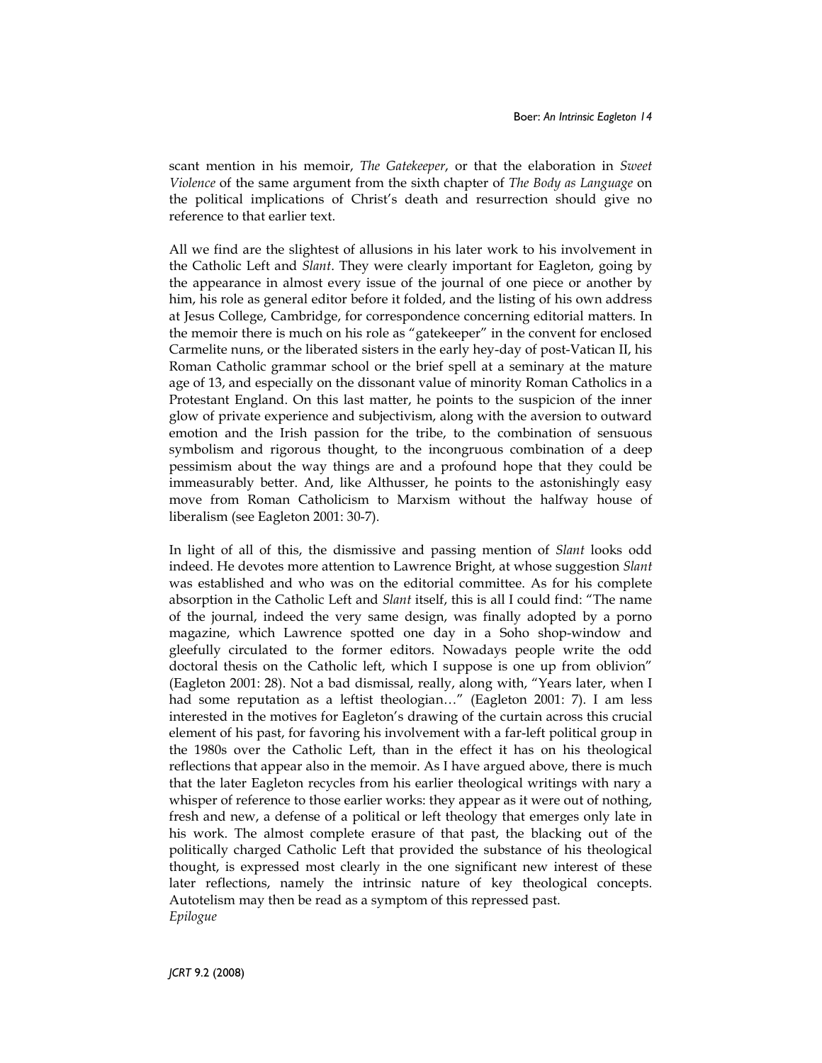scant mention in his memoir, *The Gatekeeper*, or that the elaboration in *Sweet Violence* of the same argument from the sixth chapter of *The Body as Language* on the political implications of Christ's death and resurrection should give no reference to that earlier text.

All we find are the slightest of allusions in his later work to his involvement in the Catholic Left and *Slant*. They were clearly important for Eagleton, going by the appearance in almost every issue of the journal of one piece or another by him, his role as general editor before it folded, and the listing of his own address at Jesus College, Cambridge, for correspondence concerning editorial matters. In the memoir there is much on his role as "gatekeeper" in the convent for enclosed Carmelite nuns, or the liberated sisters in the early hey-day of post-Vatican II, his Roman Catholic grammar school or the brief spell at a seminary at the mature age of 13, and especially on the dissonant value of minority Roman Catholics in a Protestant England. On this last matter, he points to the suspicion of the inner glow of private experience and subjectivism, along with the aversion to outward emotion and the Irish passion for the tribe, to the combination of sensuous symbolism and rigorous thought, to the incongruous combination of a deep pessimism about the way things are and a profound hope that they could be immeasurably better. And, like Althusser, he points to the astonishingly easy move from Roman Catholicism to Marxism without the halfway house of liberalism (see Eagleton 2001: 30-7).

In light of all of this, the dismissive and passing mention of *Slant* looks odd indeed. He devotes more attention to Lawrence Bright, at whose suggestion *Slant* was established and who was on the editorial committee. As for his complete absorption in the Catholic Left and *Slant* itself, this is all I could find: "The name of the journal, indeed the very same design, was finally adopted by a porno magazine, which Lawrence spotted one day in a Soho shop-window and gleefully circulated to the former editors. Nowadays people write the odd doctoral thesis on the Catholic left, which I suppose is one up from oblivion" (Eagleton 2001: 28). Not a bad dismissal, really, along with, "Years later, when I had some reputation as a leftist theologian…" (Eagleton 2001: 7). I am less interested in the motives for Eagleton's drawing of the curtain across this crucial element of his past, for favoring his involvement with a far-left political group in the 1980s over the Catholic Left, than in the effect it has on his theological reflections that appear also in the memoir. As I have argued above, there is much that the later Eagleton recycles from his earlier theological writings with nary a whisper of reference to those earlier works: they appear as it were out of nothing, fresh and new, a defense of a political or left theology that emerges only late in his work. The almost complete erasure of that past, the blacking out of the politically charged Catholic Left that provided the substance of his theological thought, is expressed most clearly in the one significant new interest of these later reflections, namely the intrinsic nature of key theological concepts. Autotelism may then be read as a symptom of this repressed past.

*Epilogue*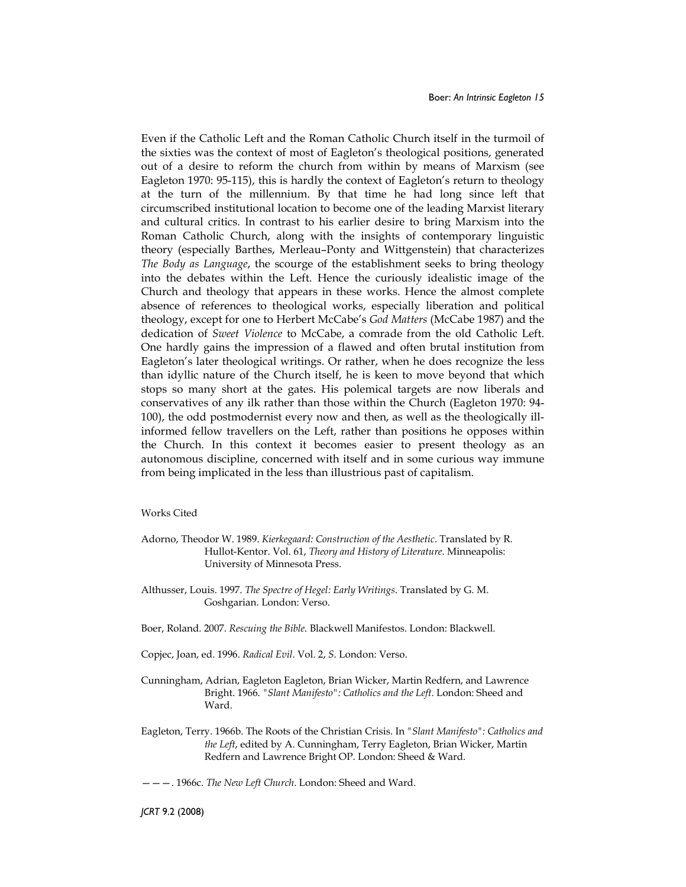Even if the Catholic Left and the Roman Catholic Church itself in the turmoil of the sixties was the context of most of Eagleton's theological positions, generated out of a desire to reform the church from within by means of Marxism (see Eagleton 1970: 95-115), this is hardly the context of Eagleton's return to theology at the turn of the millennium. By that time he had long since left that circumscribed institutional location to become one of the leading Marxist literary and cultural critics. In contrast to his earlier desire to bring Marxism into the Roman Catholic Church, along with the insights of contemporary linguistic theory (especially Barthes, Merleau–Ponty and Wittgenstein) that characterizes *The Body as Language*, the scourge of the establishment seeks to bring theology into the debates within the Left. Hence the curiously idealistic image of the Church and theology that appears in these works. Hence the almost complete absence of references to theological works, especially liberation and political theology, except for one to Herbert McCabe's *God Matters* (McCabe 1987) and the dedication of *Sweet Violence* to McCabe, a comrade from the old Catholic Left. One hardly gains the impression of a flawed and often brutal institution from Eagleton's later theological writings. Or rather, when he does recognize the less than idyllic nature of the Church itself, he is keen to move beyond that which stops so many short at the gates. His polemical targets are now liberals and conservatives of any ilk rather than those within the Church (Eagleton 1970: 94-100), the odd postmodernist every now and then, as well as the theologically ill-informed fellow travellers on the Left, rather than positions he opposes within the Church. In this context it becomes easier to present theology as an autonomous discipline, concerned with itself and in some curious way immune from being implicated in the less than illustrious past of capitalism.

Works Cited

Adorno, Theodor W. 1989. *Kierkegaard: Construction of the Aesthetic*. Translated by R. Hullot-Kentor. Vol. 61, *Theory and History of Literature*. Minneapolis: University of Minnesota Press.

Althusser, Louis. 1997. *The Spectre of Hegel: Early Writings*. Translated by G. M. Goshgarian. London: Verso.

Boer, Roland. 2007. *Rescuing the Bible*. Blackwell Manifestos. London: Blackwell.

Copjec, Joan, ed. 1996. *Radical Evil*. Vol. 2, *S*. London: Verso.

Cunningham, Adrian, Eagleton Eagleton, Brian Wicker, Martin Redfern, and Lawrence Bright. 1966. *"Slant Manifesto": Catholics and the Left*. London: Sheed and Ward.

Eagleton, Terry. 1966b. The Roots of the Christian Crisis. In *"Slant Manifesto": Catholics and the Left*, edited by A. Cunningham, Terry Eagleton, Brian Wicker, Martin Redfern and Lawrence Bright OP. London: Sheed & Ward.

———. 1966c. *The New Left Church*. London: Sheed and Ward.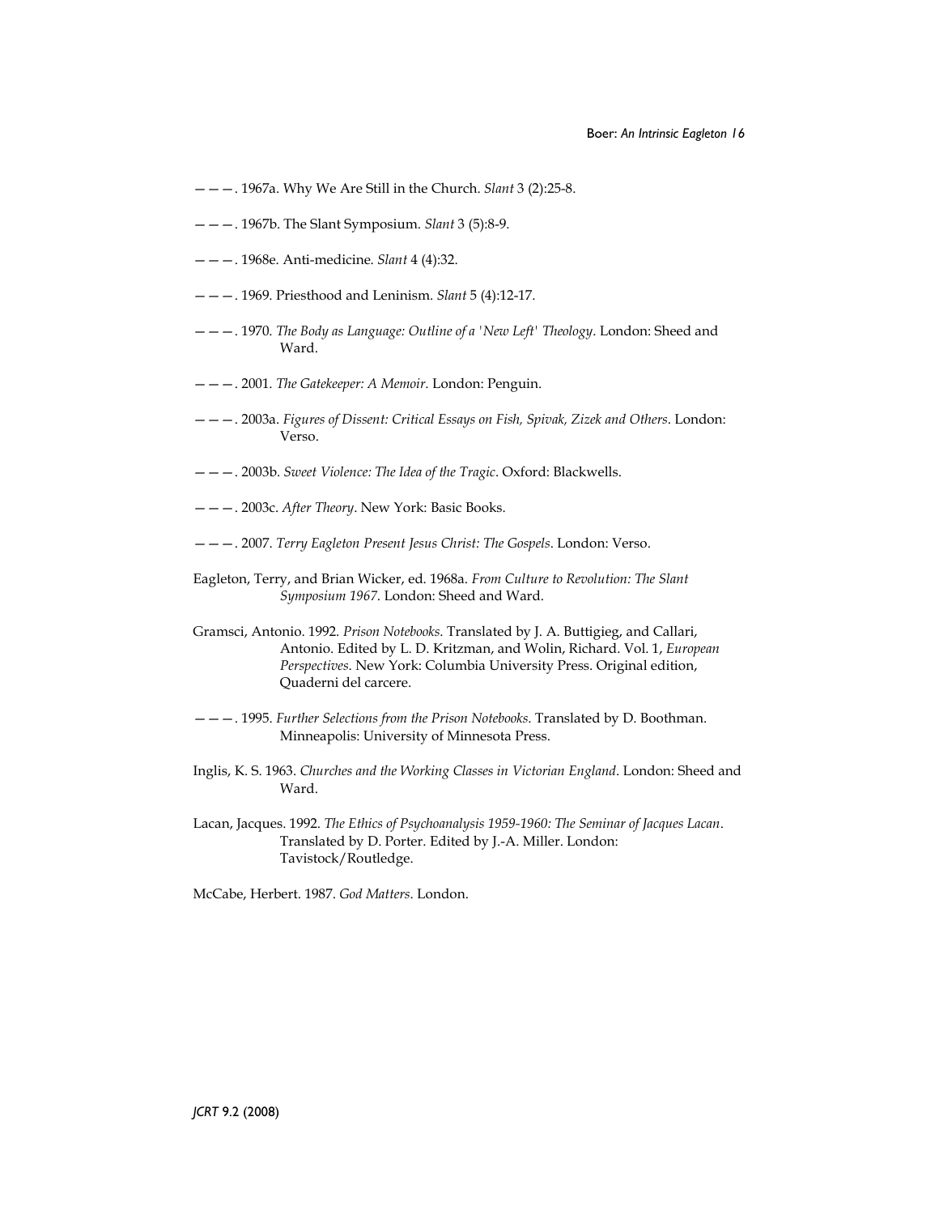———. 1967a. Why We Are Still in the Church. *Slant* 3 (2):25-8.

———. 1967b. The Slant Symposium. *Slant* 3 (5):8-9.

———. 1968e. Anti-medicine. *Slant* 4 (4):32.

———. 1969. Priesthood and Leninism. *Slant* 5 (4):12-17.

———. 1970. *The Body as Language: Outline of a 'New Left' Theology*. London: Sheed and Ward.

———. 2001. *The Gatekeeper: A Memoir*. London: Penguin.

———. 2003a. *Figures of Dissent: Critical Essays on Fish, Spivak, Zizek and Others*. London: Verso.

———. 2003b. *Sweet Violence: The Idea of the Tragic*. Oxford: Blackwells.

———. 2003c. *After Theory*. New York: Basic Books.

———. 2007. *Terry Eagleton Present Jesus Christ: The Gospels*. London: Verso.

Eagleton, Terry, and Brian Wicker, ed. 1968a. *From Culture to Revolution: The Slant Symposium 1967*. London: Sheed and Ward.

Gramsci, Antonio. 1992. *Prison Notebooks*. Translated by J. A. Buttigieg, and Callari, Antonio. Edited by L. D. Kritzman, and Wolin, Richard. Vol. 1, *European Perspectives*. New York: Columbia University Press. Original edition, Quaderni del carcere.

———. 1995. *Further Selections from the Prison Notebooks*. Translated by D. Boothman. Minneapolis: University of Minnesota Press.

Inglis, K. S. 1963. *Churches and the Working Classes in Victorian England*. London: Sheed and Ward.

Lacan, Jacques. 1992. *The Ethics of Psychoanalysis 1959-1960: The Seminar of Jacques Lacan*. Translated by D. Porter. Edited by J.-A. Miller. London: Tavistock/Routledge.

McCabe, Herbert. 1987. *God Matters*. London.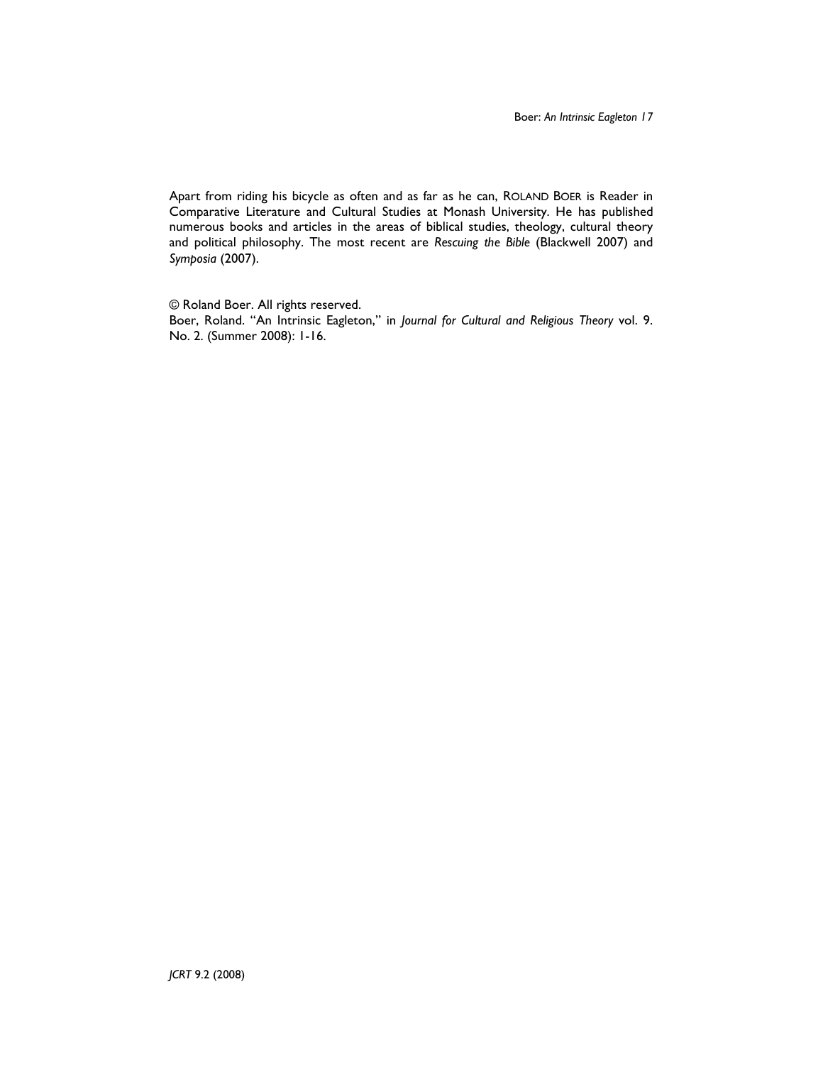Apart from riding his bicycle as often and as far as he can, ROLAND BOER is Reader in Comparative Literature and Cultural Studies at Monash University. He has published numerous books and articles in the areas of biblical studies, theology, cultural theory and political philosophy. The most recent are *Rescuing the Bible* (Blackwell 2007) and *Symposia* (2007).

© Roland Boer. All rights reserved.
Boer, Roland. "An Intrinsic Eagleton," in *Journal for Cultural and Religious Theory* vol. 9. No. 2. (Summer 2008): 1-16.